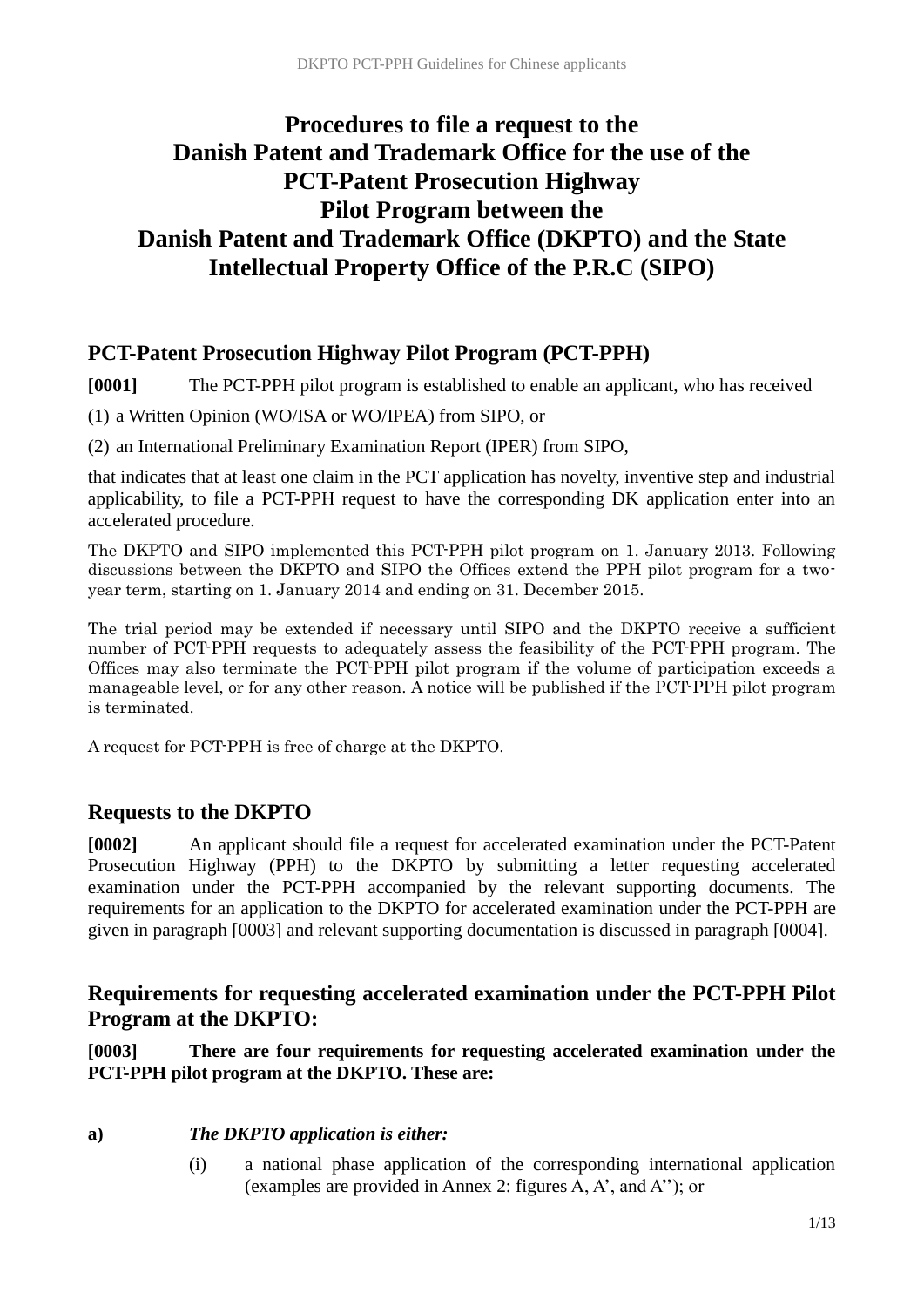# Procedures to file a request to the Danish Patent and Trademark Office for the use of the PCT-Patent Prosecution Highway Pilot Program between the Danish Patent and Trademark Office (DKPTO) and the State Intellectual Property Office of the P.R.C (SIPO)

## PCT-Patent Prosecution Highway Pilot Program (PCT-PPH)

**[0001]** The PCT-PPH pilot program is established to enable an applicant, who has received

(1) a Written Opinion (WO/ISA or WO/IPEA) from SIPO, or

(2) an International Preliminary Examination Report (IPER) from SIPO,

that indicates that at least one claim in the PCT application has novelty, inventive step and industrial applicability, to file a PCT-PPH request to have the corresponding DK application enter into an accelerated procedure.

The DKPTO and SIPO implemented this PCT-PPH pilot program on 1. January 2013. Following discussions between the DKPTO and SIPO the Offices extend the PPH pilot program for a two-year term, starting on 1. January 2014 and ending on 31. December 2015.

The trial period may be extended if necessary until SIPO and the DKPTO receive a sufficient number of PCT-PPH requests to adequately assess the feasibility of the PCT-PPH program. The Offices may also terminate the PCT-PPH pilot program if the volume of participation exceeds a manageable level, or for any other reason. A notice will be published if the PCT-PPH pilot program is terminated.

A request for PCT-PPH is free of charge at the DKPTO.

## Requests to the DKPTO

**[0002]** An applicant should file a request for accelerated examination under the PCT-Patent Prosecution Highway (PPH) to the DKPTO by submitting a letter requesting accelerated examination under the PCT-PPH accompanied by the relevant supporting documents. The requirements for an application to the DKPTO for accelerated examination under the PCT-PPH are given in paragraph [0003] and relevant supporting documentation is discussed in paragraph [0004].

## Requirements for requesting accelerated examination under the PCT-PPH Pilot Program at the DKPTO:

**[0003] There are four requirements for requesting accelerated examination under the PCT-PPH pilot program at the DKPTO. These are:**

**a)** ***The DKPTO application is either:***

(i) a national phase application of the corresponding international application (examples are provided in Annex 2: figures A, A', and A''); or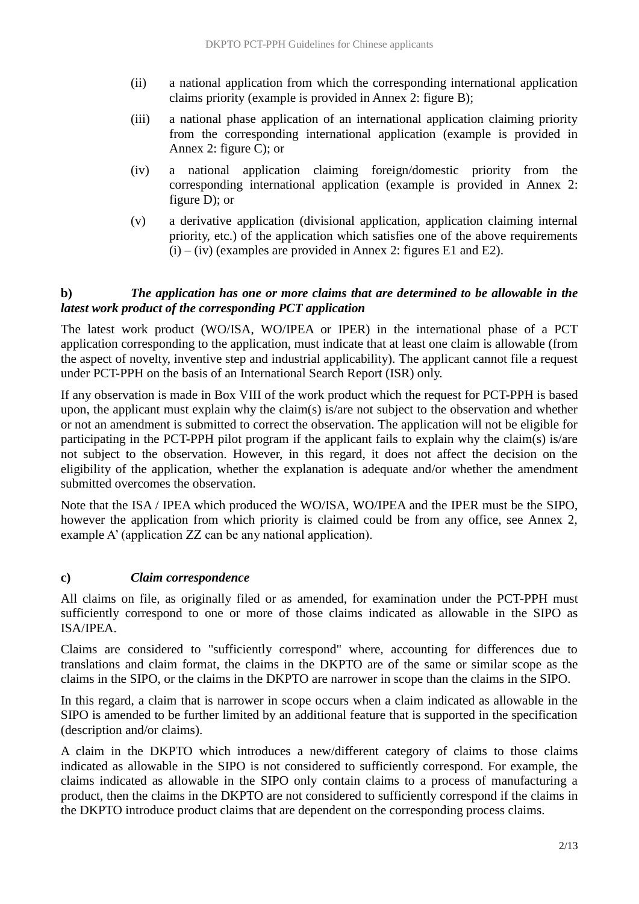(ii) a national application from which the corresponding international application claims priority (example is provided in Annex 2: figure B);

(iii) a national phase application of an international application claiming priority from the corresponding international application (example is provided in Annex 2: figure C); or

(iv) a national application claiming foreign/domestic priority from the corresponding international application (example is provided in Annex 2: figure D); or

(v) a derivative application (divisional application, application claiming internal priority, etc.) of the application which satisfies one of the above requirements (i) – (iv) (examples are provided in Annex 2: figures E1 and E2).

### b) *The application has one or more claims that are determined to be allowable in the latest work product of the corresponding PCT application*

The latest work product (WO/ISA, WO/IPEA or IPER) in the international phase of a PCT application corresponding to the application, must indicate that at least one claim is allowable (from the aspect of novelty, inventive step and industrial applicability). The applicant cannot file a request under PCT-PPH on the basis of an International Search Report (ISR) only.

If any observation is made in Box VIII of the work product which the request for PCT-PPH is based upon, the applicant must explain why the claim(s) is/are not subject to the observation and whether or not an amendment is submitted to correct the observation. The application will not be eligible for participating in the PCT-PPH pilot program if the applicant fails to explain why the claim(s) is/are not subject to the observation. However, in this regard, it does not affect the decision on the eligibility of the application, whether the explanation is adequate and/or whether the amendment submitted overcomes the observation.

Note that the ISA / IPEA which produced the WO/ISA, WO/IPEA and the IPER must be the SIPO, however the application from which priority is claimed could be from any office, see Annex 2, example A' (application ZZ can be any national application).

### c) *Claim correspondence*

All claims on file, as originally filed or as amended, for examination under the PCT-PPH must sufficiently correspond to one or more of those claims indicated as allowable in the SIPO as ISA/IPEA.

Claims are considered to "sufficiently correspond" where, accounting for differences due to translations and claim format, the claims in the DKPTO are of the same or similar scope as the claims in the SIPO, or the claims in the DKPTO are narrower in scope than the claims in the SIPO.

In this regard, a claim that is narrower in scope occurs when a claim indicated as allowable in the SIPO is amended to be further limited by an additional feature that is supported in the specification (description and/or claims).

A claim in the DKPTO which introduces a new/different category of claims to those claims indicated as allowable in the SIPO is not considered to sufficiently correspond. For example, the claims indicated as allowable in the SIPO only contain claims to a process of manufacturing a product, then the claims in the DKPTO are not considered to sufficiently correspond if the claims in the DKPTO introduce product claims that are dependent on the corresponding process claims.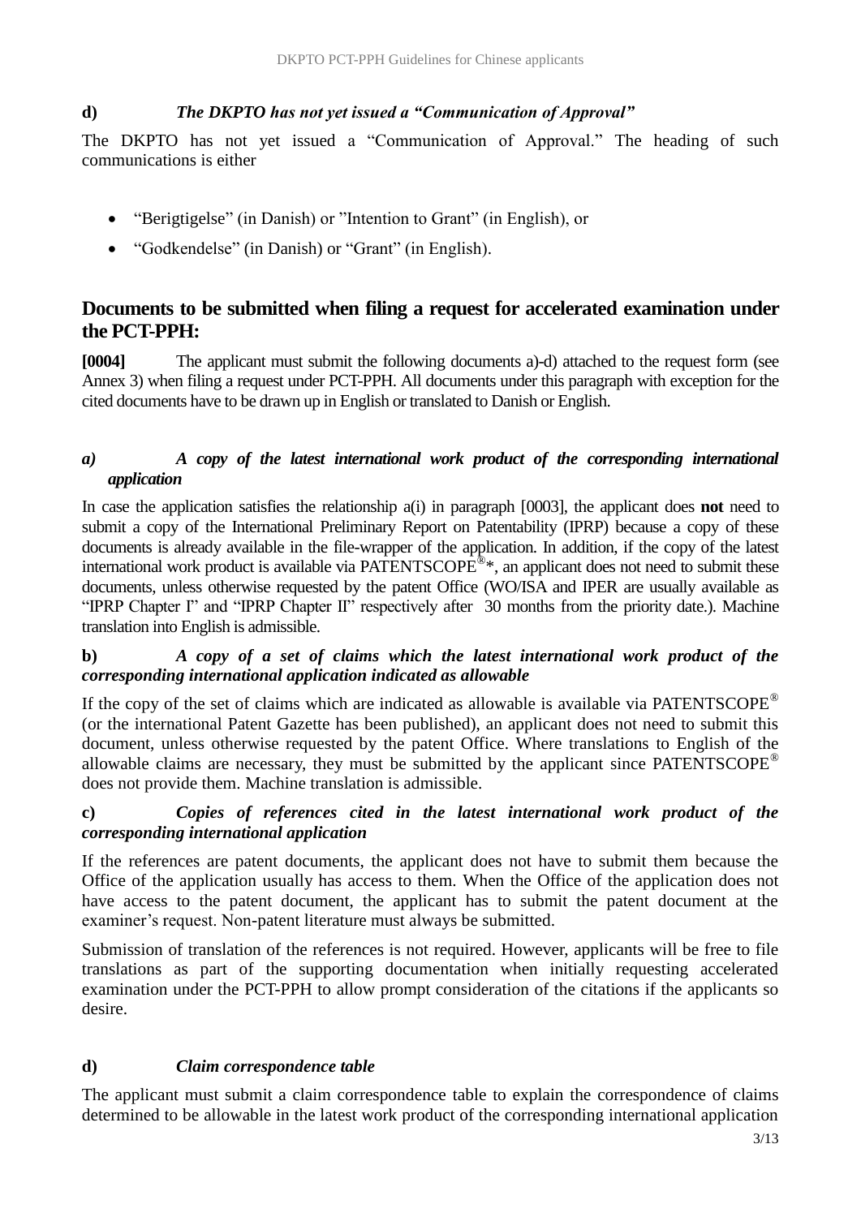### d) *The DKPTO has not yet issued a "Communication of Approval"*

The DKPTO has not yet issued a "Communication of Approval." The heading of such communications is either

- "Berigtigelse" (in Danish) or "Intention to Grant" (in English), or
- "Godkendelse" (in Danish) or "Grant" (in English).

## Documents to be submitted when filing a request for accelerated examination under the PCT-PPH:

**[0004]** The applicant must submit the following documents a)-d) attached to the request form (see Annex 3) when filing a request under PCT-PPH. All documents under this paragraph with exception for the cited documents have to be drawn up in English or translated to Danish or English.

### *a) A copy of the latest international work product of the corresponding international application*

In case the application satisfies the relationship a(i) in paragraph [0003], the applicant does **not** need to submit a copy of the International Preliminary Report on Patentability (IPRP) because a copy of these documents is already available in the file-wrapper of the application. In addition, if the copy of the latest international work product is available via PATENTSCOPE®*, an applicant does not need to submit these documents, unless otherwise requested by the patent Office (WO/ISA and IPER are usually available as "IPRP Chapter I" and "IPRP Chapter II" respectively after 30 months from the priority date.). Machine translation into English is admissible.

### b) *A copy of a set of claims which the latest international work product of the corresponding international application indicated as allowable*

If the copy of the set of claims which are indicated as allowable is available via PATENTSCOPE® (or the international Patent Gazette has been published), an applicant does not need to submit this document, unless otherwise requested by the patent Office. Where translations to English of the allowable claims are necessary, they must be submitted by the applicant since PATENTSCOPE® does not provide them. Machine translation is admissible.

### c) *Copies of references cited in the latest international work product of the corresponding international application*

If the references are patent documents, the applicant does not have to submit them because the Office of the application usually has access to them. When the Office of the application does not have access to the patent document, the applicant has to submit the patent document at the examiner's request. Non-patent literature must always be submitted.

Submission of translation of the references is not required. However, applicants will be free to file translations as part of the supporting documentation when initially requesting accelerated examination under the PCT-PPH to allow prompt consideration of the citations if the applicants so desire.

### d) *Claim correspondence table*

The applicant must submit a claim correspondence table to explain the correspondence of claims determined to be allowable in the latest work product of the corresponding international application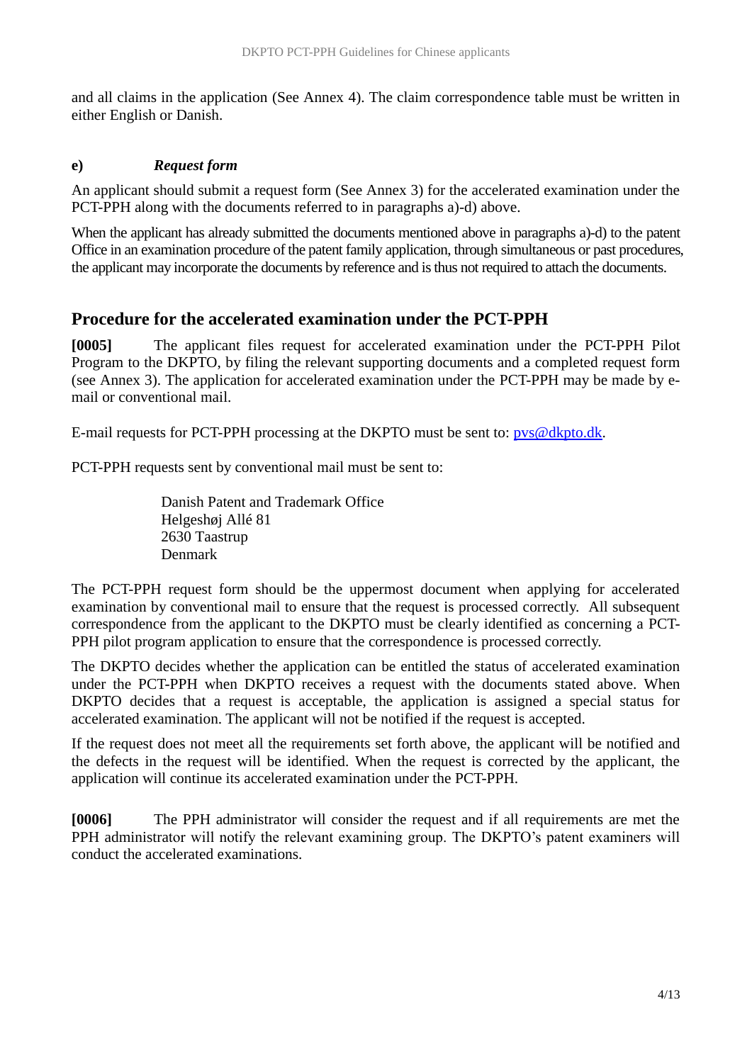and all claims in the application (See Annex 4). The claim correspondence table must be written in either English or Danish.

**e)** ***Request form***

An applicant should submit a request form (See Annex 3) for the accelerated examination under the PCT-PPH along with the documents referred to in paragraphs a)-d) above.

When the applicant has already submitted the documents mentioned above in paragraphs a)-d) to the patent Office in an examination procedure of the patent family application, through simultaneous or past procedures, the applicant may incorporate the documents by reference and is thus not required to attach the documents.

## Procedure for the accelerated examination under the PCT-PPH

**[0005]** The applicant files request for accelerated examination under the PCT-PPH Pilot Program to the DKPTO, by filing the relevant supporting documents and a completed request form (see Annex 3). The application for accelerated examination under the PCT-PPH may be made by e-mail or conventional mail.

E-mail requests for PCT-PPH processing at the DKPTO must be sent to: pvs@dkpto.dk.

PCT-PPH requests sent by conventional mail must be sent to:

Danish Patent and Trademark Office
Helgeshøj Allé 81
2630 Taastrup
Denmark

The PCT-PPH request form should be the uppermost document when applying for accelerated examination by conventional mail to ensure that the request is processed correctly. All subsequent correspondence from the applicant to the DKPTO must be clearly identified as concerning a PCT-PPH pilot program application to ensure that the correspondence is processed correctly.

The DKPTO decides whether the application can be entitled the status of accelerated examination under the PCT-PPH when DKPTO receives a request with the documents stated above. When DKPTO decides that a request is acceptable, the application is assigned a special status for accelerated examination. The applicant will not be notified if the request is accepted.

If the request does not meet all the requirements set forth above, the applicant will be notified and the defects in the request will be identified. When the request is corrected by the applicant, the application will continue its accelerated examination under the PCT-PPH.

**[0006]** The PPH administrator will consider the request and if all requirements are met the PPH administrator will notify the relevant examining group. The DKPTO's patent examiners will conduct the accelerated examinations.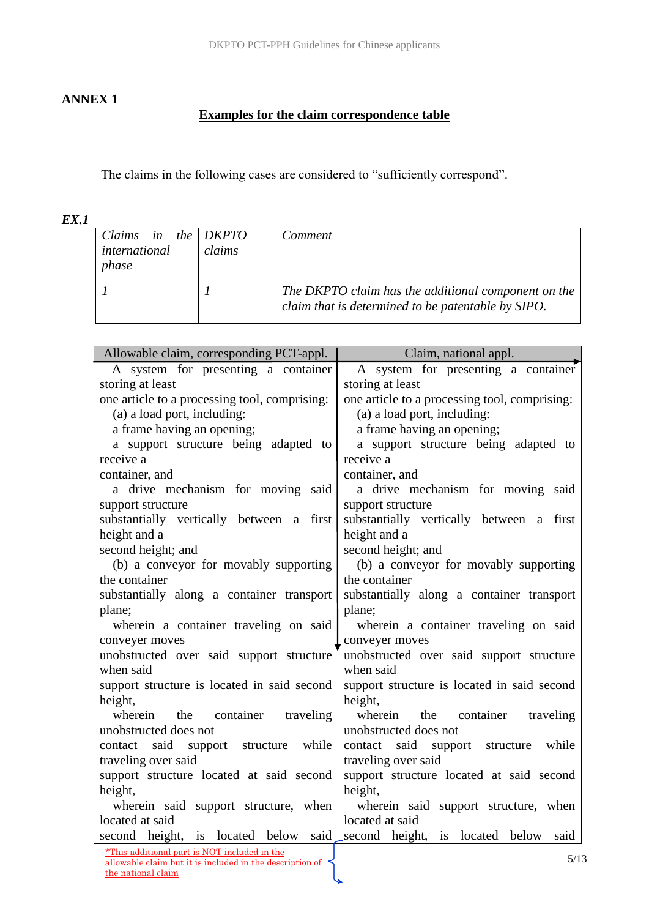## ANNEX 1

**Examples for the claim correspondence table**

The claims in the following cases are considered to "sufficiently correspond".

***EX.1***

| *Claims in the international phase* | *DKPTO claims* | *Comment* |
|---|---|---|
| *1* | *1* | *The DKPTO claim has the additional component on the claim that is determined to be patentable by SIPO.* |

| Allowable claim, corresponding PCT-appl. | Claim, national appl. |
|---|---|
| A system for presenting a container storing at least one article to a processing tool, comprising: (a) a load port, including: a frame having an opening; a support structure being adapted to receive a container, and a drive mechanism for moving said support structure substantially vertically between a first height and a second height; and (b) a conveyor for movably supporting the container substantially along a container transport plane; wherein a container traveling on said conveyer moves unobstructed over said support structure when said support structure is located in said second height, wherein the container traveling unobstructed does not contact said support structure while traveling over said support structure located at said second height, wherein said support structure, when located at said second height, is located below said | A system for presenting a container storing at least one article to a processing tool, comprising: (a) a load port, including: a frame having an opening; a support structure being adapted to receive a container, and a drive mechanism for moving said support structure substantially vertically between a first height and a second height; and (b) a conveyor for movably supporting the container substantially along a container transport plane; wherein a container traveling on said conveyer moves unobstructed over said support structure when said support structure is located in said second height, wherein the container traveling unobstructed does not contact said support structure while traveling over said support structure located at said second height, wherein said support structure, when located at said second height, is located below said |

*This additional part is NOT included in the allowable claim but it is included in the description of the national claim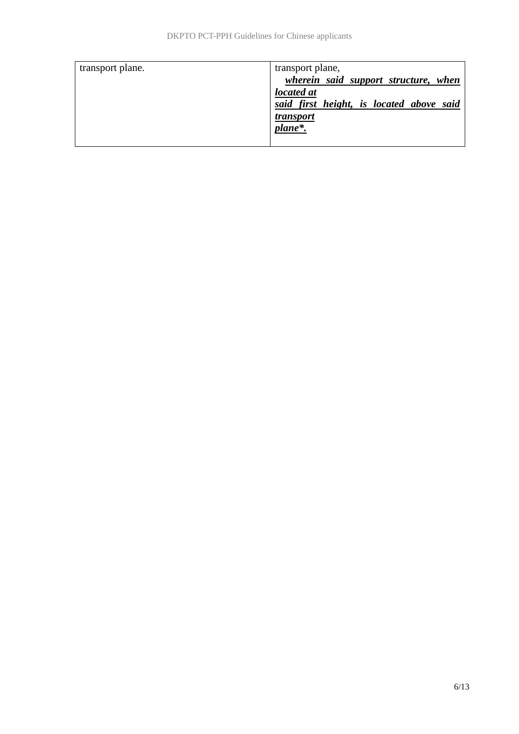| transport plane. | transport plane, <br>***<u>wherein said support structure, when located at said first height, is located above said transport plane*.</u>*** |
|---|---|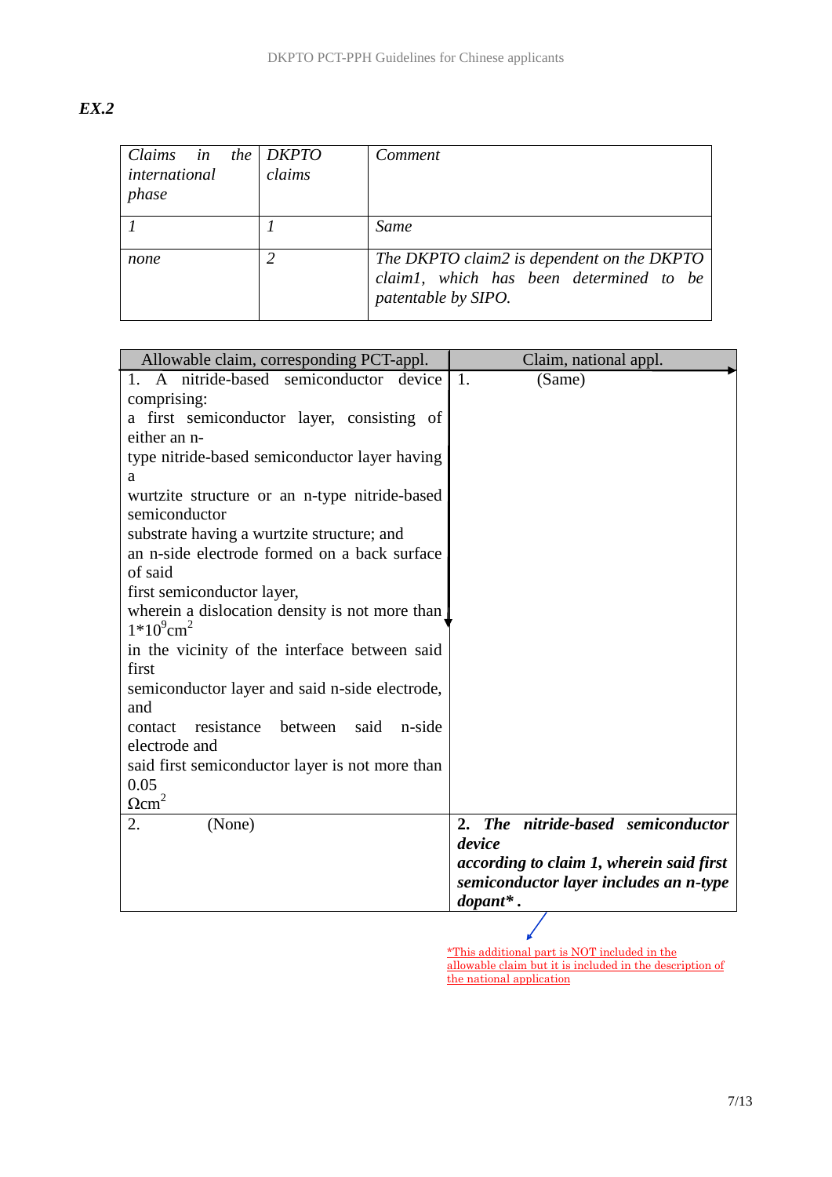***EX.2***

| *Claims in the international phase* | *DKPTO claims* | *Comment* |
|---|---|---|
| *1* | *1* | *Same* |
| *none* | *2* | *The DKPTO claim2 is dependent on the DKPTO claim1, which has been determined to be patentable by SIPO.* |

| Allowable claim, corresponding PCT-appl. | Claim, national appl. |
|---|---|
| 1. A nitride-based semiconductor device comprising: a first semiconductor layer, consisting of either an n-type nitride-based semiconductor layer having a wurtzite structure or an n-type nitride-based semiconductor substrate having a wurtzite structure; and an n-side electrode formed on a back surface of said first semiconductor layer, wherein a dislocation density is not more than $1*10^{9}cm^{2}$ in the vicinity of the interface between said first semiconductor layer and said n-side electrode, and contact resistance between said n-side electrode and said first semiconductor layer is not more than 0.05 $\Omega cm^{2}$ | 1. (Same) |
| 2. (None) | ***2. The nitride-based semiconductor device according to claim 1, wherein said first semiconductor layer includes an n-type dopant\*.*** |

*This additional part is NOT included in the allowable claim but it is included in the description of the national application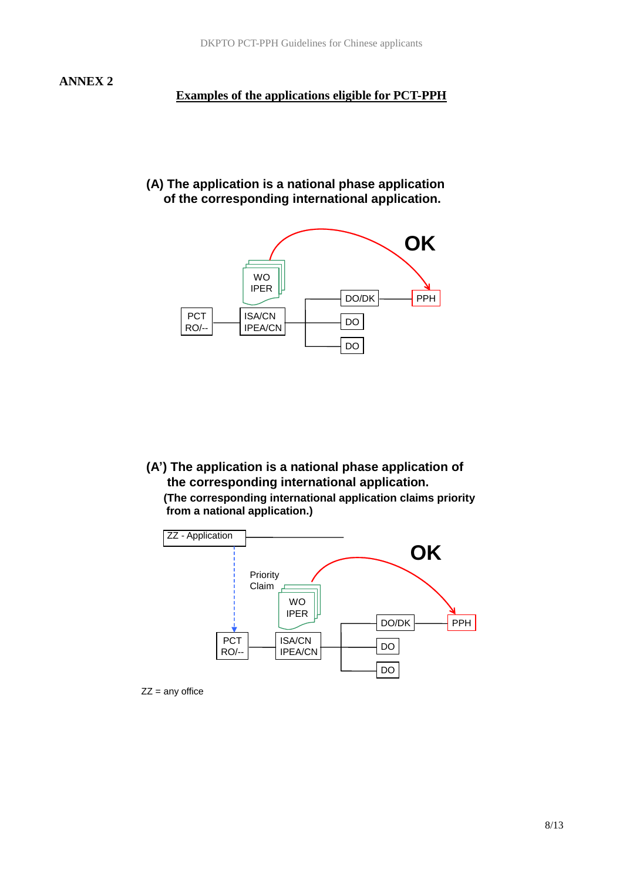**ANNEX 2**

## Examples of the applications eligible for PCT-PPH

**(A) The application is a national phase application of the corresponding international application.**

OK

WO IPER

PCT RO/-- | ISA/CN IPEA/CN | DO/DK | PPH | DO | DO

**(A') The application is a national phase application of the corresponding international application.**
**(The corresponding international application claims priority from a national application.)**

ZZ - Application

OK

Priority Claim

WO IPER

PCT RO/-- | ISA/CN IPEA/CN | DO/DK | PPH | DO | DO

ZZ = any office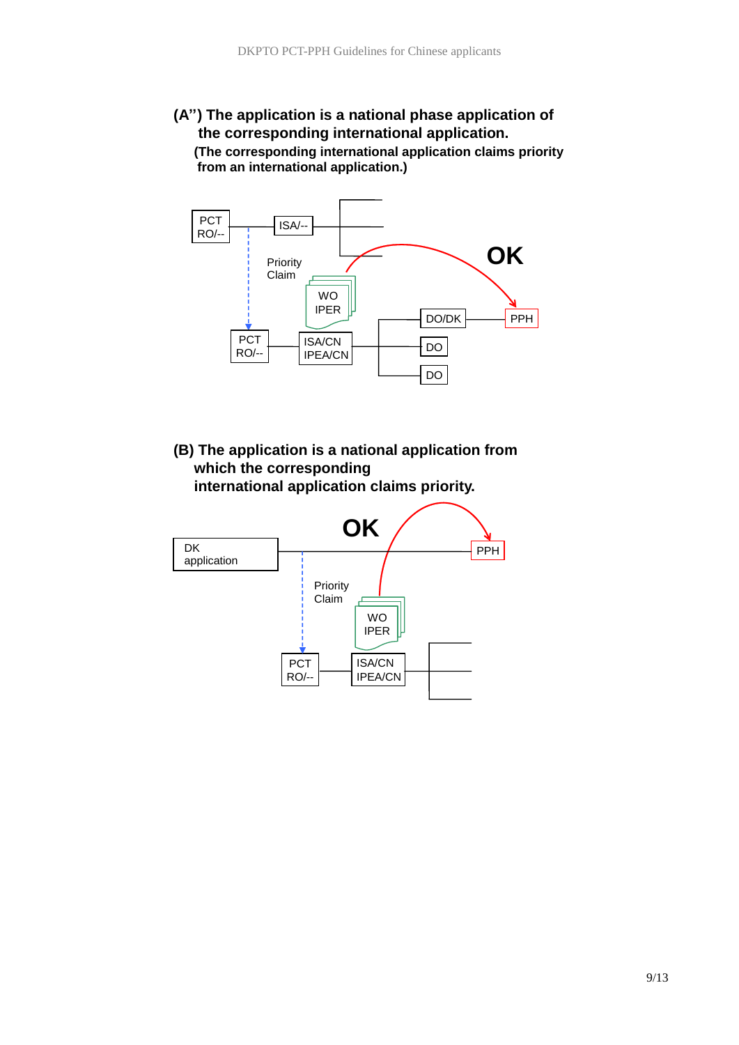**(A'') The application is a national phase application of the corresponding international application.**
**(The corresponding international application claims priority from an international application.)**

PCT RO/--

ISA/--

Priority Claim

WO IPER

OK

DO/DK

PPH

PCT RO/--

ISA/CN IPEA/CN

DO

DO

**(B) The application is a national application from which the corresponding international application claims priority.**

OK

DK application

PPH

Priority Claim

WO IPER

PCT RO/--

ISA/CN IPEA/CN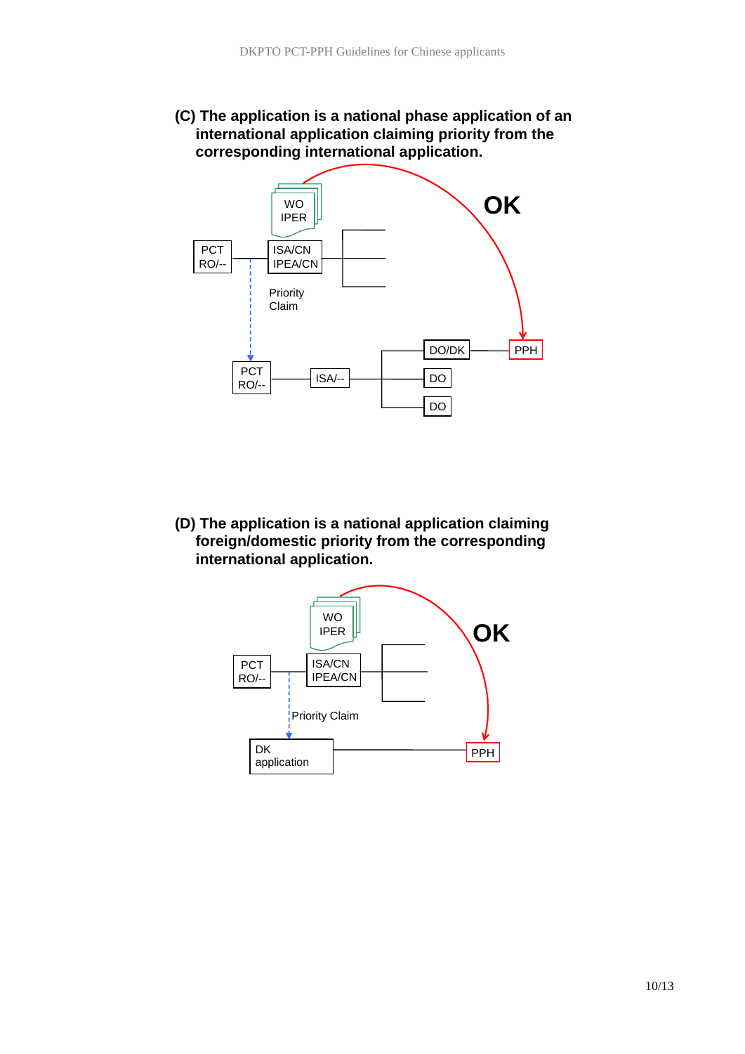**(C) The application is a national phase application of an international application claiming priority from the corresponding international application.**

WO IPER

PCT RO/--

ISA/CN IPEA/CN

OK

Priority Claim

DO/DK

PPH

PCT RO/--

ISA/--

DO

DO

**(D) The application is a national application claiming foreign/domestic priority from the corresponding international application.**

WO IPER

PCT RO/--

ISA/CN IPEA/CN

OK

Priority Claim

DK application

PPH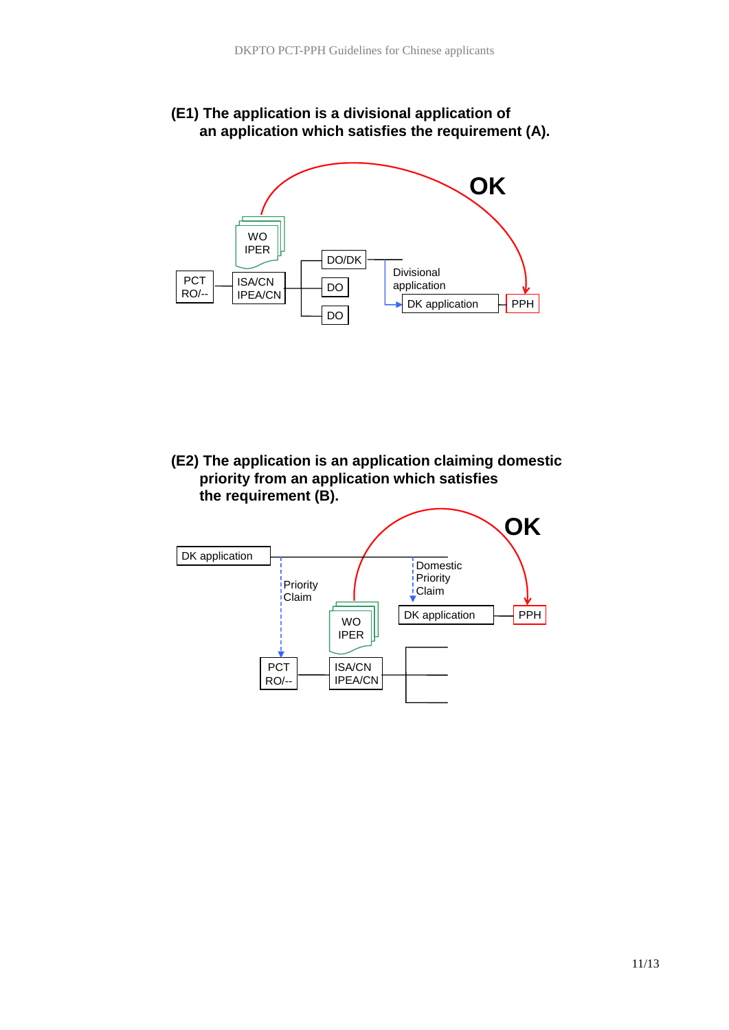**(E1) The application is a divisional application of an application which satisfies the requirement (A).**

WO
IPER

PCT
RO/--

ISA/CN
IPEA/CN

DO/DK

DO

DO

Divisional application

DK application

PPH

OK

**(E2) The application is an application claiming domestic priority from an application which satisfies the requirement (B).**

DK application

Priority Claim

Domestic Priority Claim

DK application

PPH

OK

WO
IPER

PCT
RO/--

ISA/CN
IPEA/CN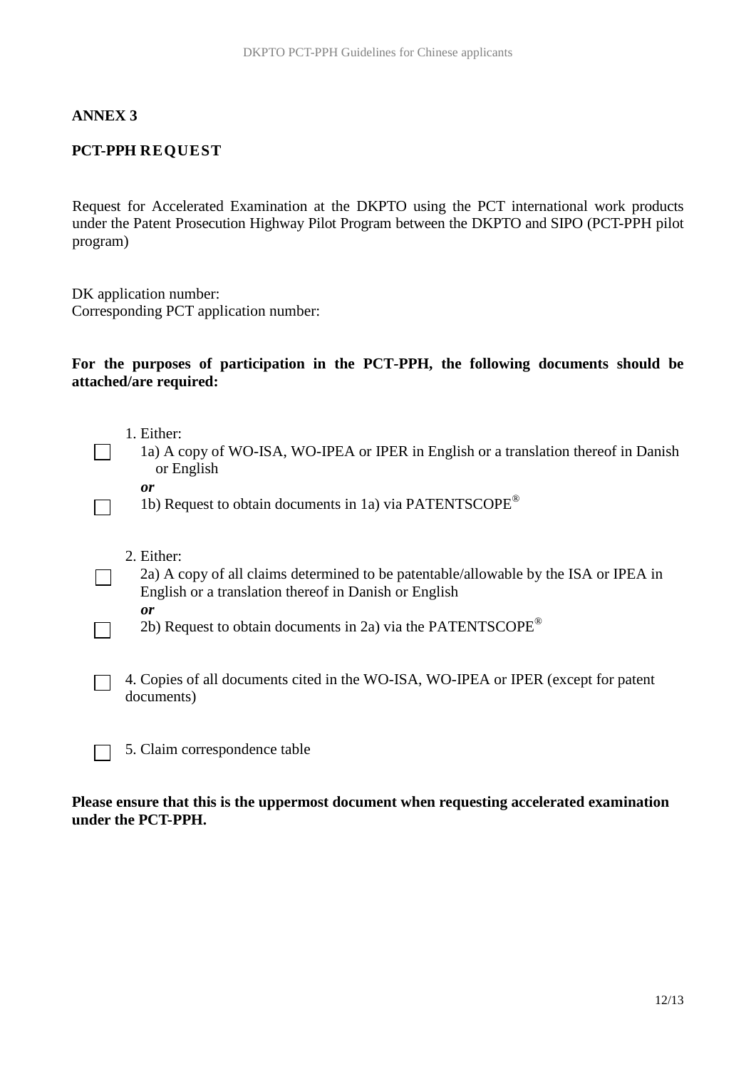**ANNEX 3**

**PCT-PPH REQUEST**

Request for Accelerated Examination at the DKPTO using the PCT international work products under the Patent Prosecution Highway Pilot Program between the DKPTO and SIPO (PCT-PPH pilot program)

DK application number:
Corresponding PCT application number:

**For the purposes of participation in the PCT-PPH, the following documents should be attached/are required:**

1. Either:
   - ☐ 1a) A copy of WO-ISA, WO-IPEA or IPER in English or a translation thereof in Danish or English

   ***or***

   - ☐ 1b) Request to obtain documents in 1a) via PATENTSCOPE®

2. Either:
   - ☐ 2a) A copy of all claims determined to be patentable/allowable by the ISA or IPEA in English or a translation thereof in Danish or English

   ***or***

   - ☐ 2b) Request to obtain documents in 2a) via the PATENTSCOPE®

☐ 4. Copies of all documents cited in the WO-ISA, WO-IPEA or IPER (except for patent documents)

☐ 5. Claim correspondence table

**Please ensure that this is the uppermost document when requesting accelerated examination under the PCT-PPH.**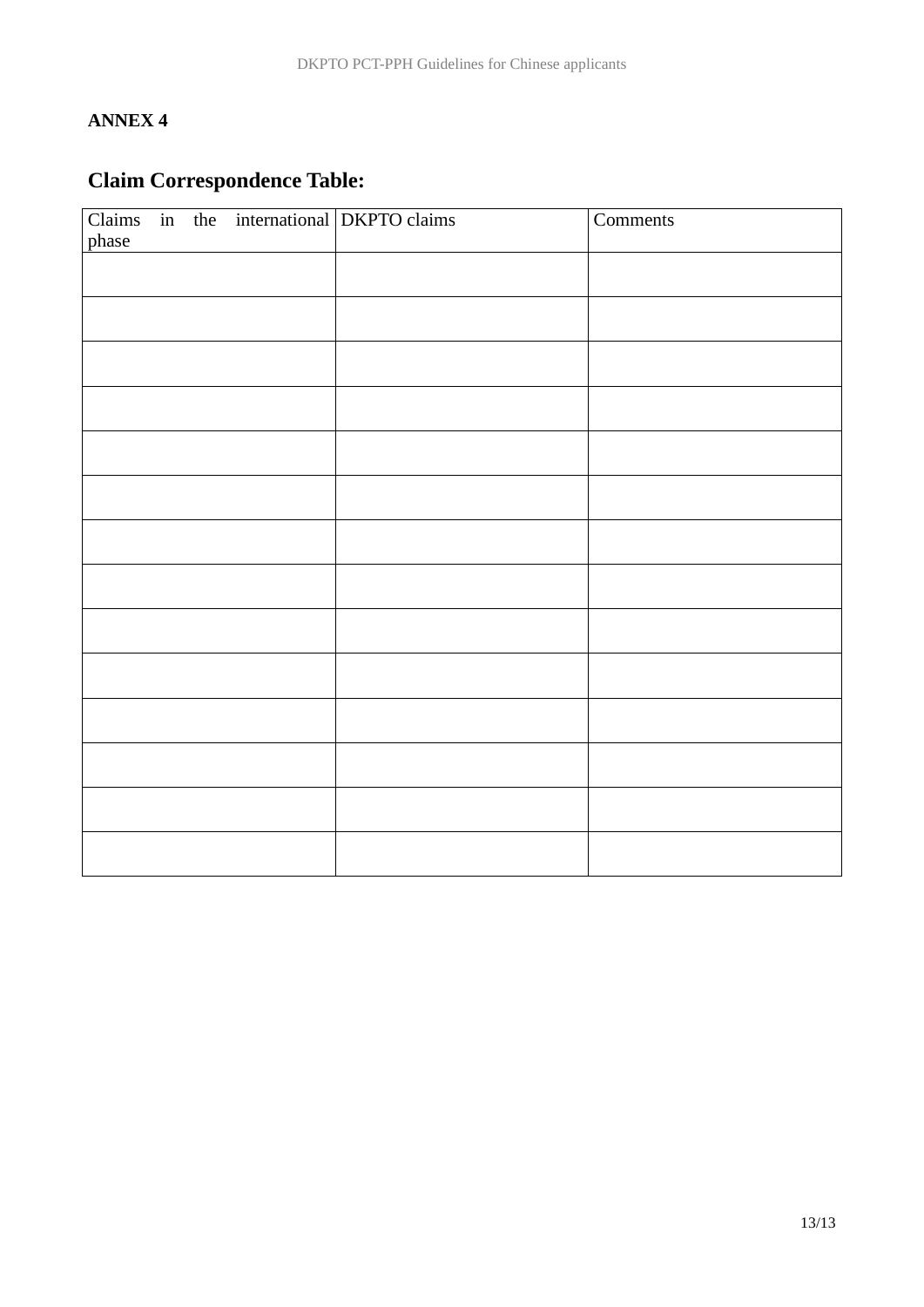**ANNEX 4**

## Claim Correspondence Table:

| Claims in the international phase | DKPTO claims | Comments |
|---|---|---|
| | | |
| | | |
| | | |
| | | |
| | | |
| | | |
| | | |
| | | |
| | | |
| | | |
| | | |
| | | |
| | | |
| | | |